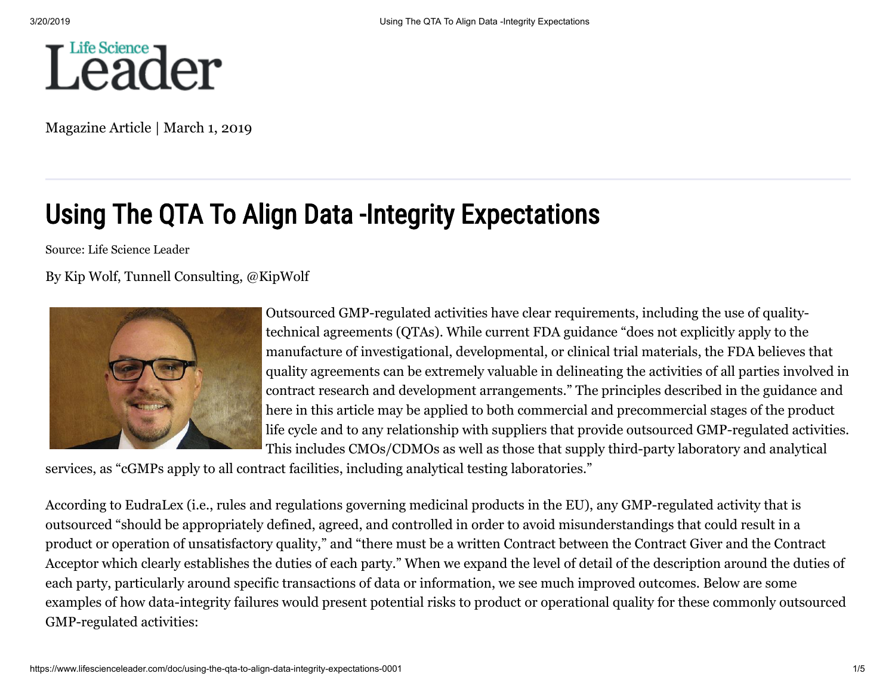# Using The QTA To Align Data -Integrity Expectations

Magazine Article | March 1, 2019

Source: Life Science Leader

By Kip Wolf, Tunnell Consulting, @KipWolf

Outsourced GMP-regulated activities have clear requirements, including the use of quality-technical agreements (QTAs). While current FDA guidance "does not explicitly apply to the manufacture of investigational, developmental, or clinical trial materials, the FDA believes that quality agreements can be extremely valuable in delineating the activities of all parties involved in contract research and development arrangements." The principles described in the guidance and here in this article may be applied to both commercial and precommercial stages of the product life cycle and to any relationship with suppliers that provide outsourced GMP-regulated activities. This includes CMOs/CDMOs as well as those that supply third-party laboratory and analytical services, as "cGMPs apply to all contract facilities, including analytical testing laboratories."

According to EudraLex (i.e., rules and regulations governing medicinal products in the EU), any GMP-regulated activity that is outsourced "should be appropriately defined, agreed, and controlled in order to avoid misunderstandings that could result in a product or operation of unsatisfactory quality," and "there must be a written Contract between the Contract Giver and the Contract Acceptor which clearly establishes the duties of each party." When we expand the level of detail of the description around the duties of each party, particularly around specific transactions of data or information, we see much improved outcomes. Below are some examples of how data-integrity failures would present potential risks to product or operational quality for these commonly outsourced GMP-regulated activities: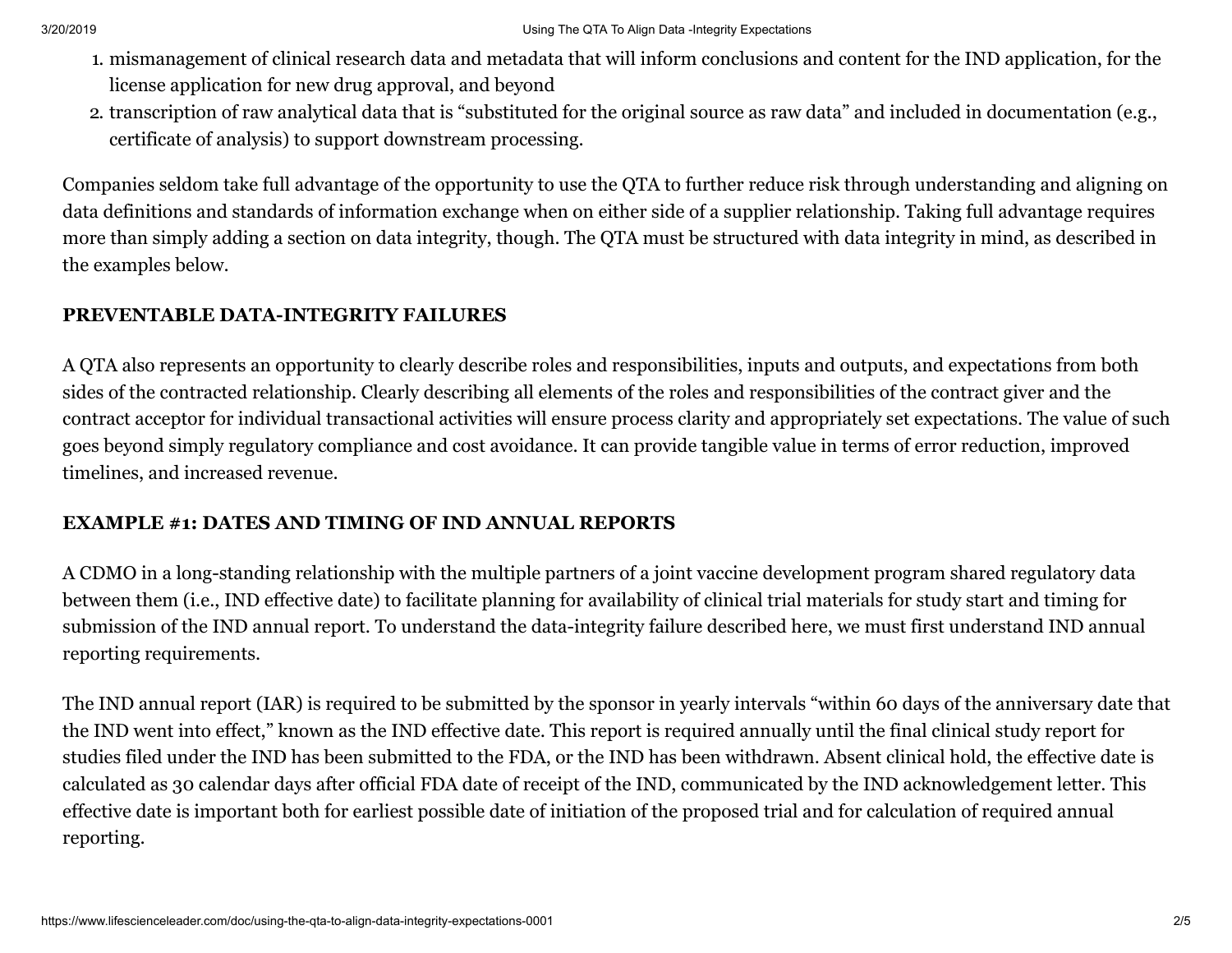1. mismanagement of clinical research data and metadata that will inform conclusions and content for the IND application, for the license application for new drug approval, and beyond
2. transcription of raw analytical data that is "substituted for the original source as raw data" and included in documentation (e.g., certificate of analysis) to support downstream processing.

Companies seldom take full advantage of the opportunity to use the QTA to further reduce risk through understanding and aligning on data definitions and standards of information exchange when on either side of a supplier relationship. Taking full advantage requires more than simply adding a section on data integrity, though. The QTA must be structured with data integrity in mind, as described in the examples below.

## PREVENTABLE DATA-INTEGRITY FAILURES

A QTA also represents an opportunity to clearly describe roles and responsibilities, inputs and outputs, and expectations from both sides of the contracted relationship. Clearly describing all elements of the roles and responsibilities of the contract giver and the contract acceptor for individual transactional activities will ensure process clarity and appropriately set expectations. The value of such goes beyond simply regulatory compliance and cost avoidance. It can provide tangible value in terms of error reduction, improved timelines, and increased revenue.

## EXAMPLE #1: DATES AND TIMING OF IND ANNUAL REPORTS

A CDMO in a long-standing relationship with the multiple partners of a joint vaccine development program shared regulatory data between them (i.e., IND effective date) to facilitate planning for availability of clinical trial materials for study start and timing for submission of the IND annual report. To understand the data-integrity failure described here, we must first understand IND annual reporting requirements.

The IND annual report (IAR) is required to be submitted by the sponsor in yearly intervals "within 60 days of the anniversary date that the IND went into effect," known as the IND effective date. This report is required annually until the final clinical study report for studies filed under the IND has been submitted to the FDA, or the IND has been withdrawn. Absent clinical hold, the effective date is calculated as 30 calendar days after official FDA date of receipt of the IND, communicated by the IND acknowledgement letter. This effective date is important both for earliest possible date of initiation of the proposed trial and for calculation of required annual reporting.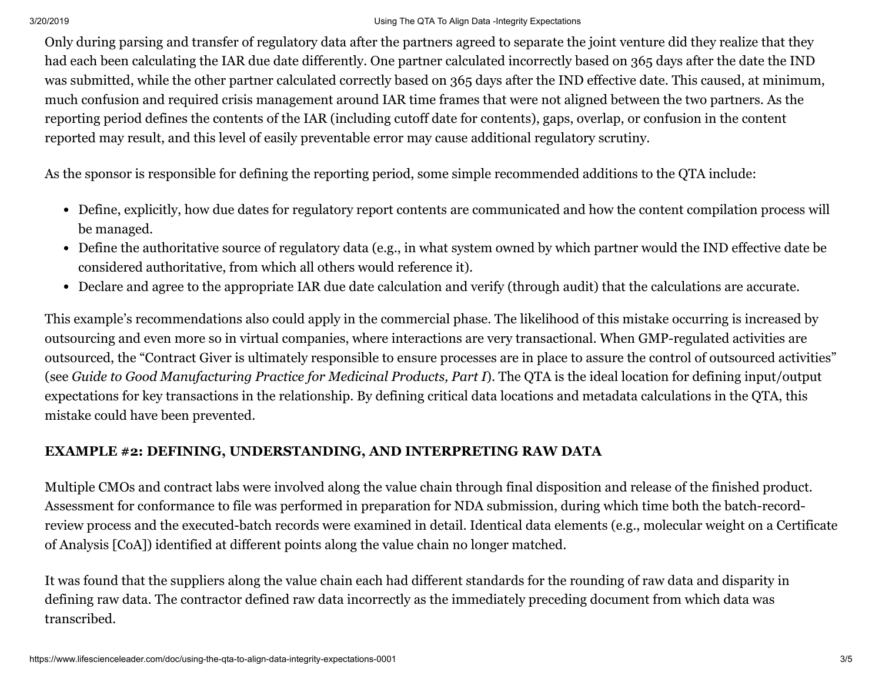Only during parsing and transfer of regulatory data after the partners agreed to separate the joint venture did they realize that they had each been calculating the IAR due date differently. One partner calculated incorrectly based on 365 days after the date the IND was submitted, while the other partner calculated correctly based on 365 days after the IND effective date. This caused, at minimum, much confusion and required crisis management around IAR time frames that were not aligned between the two partners. As the reporting period defines the contents of the IAR (including cutoff date for contents), gaps, overlap, or confusion in the content reported may result, and this level of easily preventable error may cause additional regulatory scrutiny.

As the sponsor is responsible for defining the reporting period, some simple recommended additions to the QTA include:

- Define, explicitly, how due dates for regulatory report contents are communicated and how the content compilation process will be managed.
- Define the authoritative source of regulatory data (e.g., in what system owned by which partner would the IND effective date be considered authoritative, from which all others would reference it).
- Declare and agree to the appropriate IAR due date calculation and verify (through audit) that the calculations are accurate.

This example's recommendations also could apply in the commercial phase. The likelihood of this mistake occurring is increased by outsourcing and even more so in virtual companies, where interactions are very transactional. When GMP-regulated activities are outsourced, the "Contract Giver is ultimately responsible to ensure processes are in place to assure the control of outsourced activities" (see *Guide to Good Manufacturing Practice for Medicinal Products, Part I*). The QTA is the ideal location for defining input/output expectations for key transactions in the relationship. By defining critical data locations and metadata calculations in the QTA, this mistake could have been prevented.

### EXAMPLE #2: DEFINING, UNDERSTANDING, AND INTERPRETING RAW DATA

Multiple CMOs and contract labs were involved along the value chain through final disposition and release of the finished product. Assessment for conformance to file was performed in preparation for NDA submission, during which time both the batch-record-review process and the executed-batch records were examined in detail. Identical data elements (e.g., molecular weight on a Certificate of Analysis [CoA]) identified at different points along the value chain no longer matched.

It was found that the suppliers along the value chain each had different standards for the rounding of raw data and disparity in defining raw data. The contractor defined raw data incorrectly as the immediately preceding document from which data was transcribed.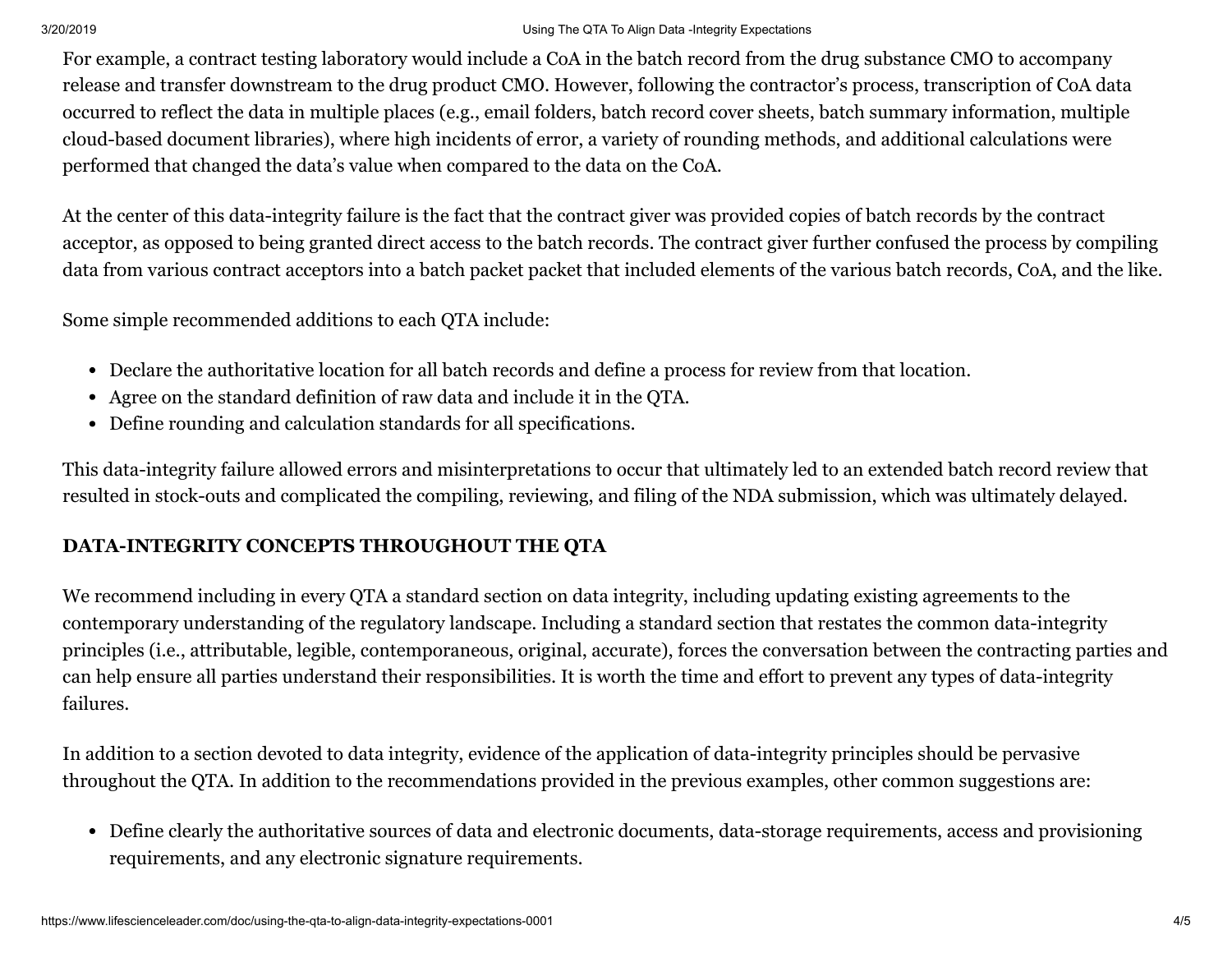For example, a contract testing laboratory would include a CoA in the batch record from the drug substance CMO to accompany release and transfer downstream to the drug product CMO. However, following the contractor's process, transcription of CoA data occurred to reflect the data in multiple places (e.g., email folders, batch record cover sheets, batch summary information, multiple cloud-based document libraries), where high incidents of error, a variety of rounding methods, and additional calculations were performed that changed the data's value when compared to the data on the CoA.

At the center of this data-integrity failure is the fact that the contract giver was provided copies of batch records by the contract acceptor, as opposed to being granted direct access to the batch records. The contract giver further confused the process by compiling data from various contract acceptors into a batch packet packet that included elements of the various batch records, CoA, and the like.

Some simple recommended additions to each QTA include:

- Declare the authoritative location for all batch records and define a process for review from that location.
- Agree on the standard definition of raw data and include it in the QTA.
- Define rounding and calculation standards for all specifications.

This data-integrity failure allowed errors and misinterpretations to occur that ultimately led to an extended batch record review that resulted in stock-outs and complicated the compiling, reviewing, and filing of the NDA submission, which was ultimately delayed.

## DATA-INTEGRITY CONCEPTS THROUGHOUT THE QTA

We recommend including in every QTA a standard section on data integrity, including updating existing agreements to the contemporary understanding of the regulatory landscape. Including a standard section that restates the common data-integrity principles (i.e., attributable, legible, contemporaneous, original, accurate), forces the conversation between the contracting parties and can help ensure all parties understand their responsibilities. It is worth the time and effort to prevent any types of data-integrity failures.

In addition to a section devoted to data integrity, evidence of the application of data-integrity principles should be pervasive throughout the QTA. In addition to the recommendations provided in the previous examples, other common suggestions are:

- Define clearly the authoritative sources of data and electronic documents, data-storage requirements, access and provisioning requirements, and any electronic signature requirements.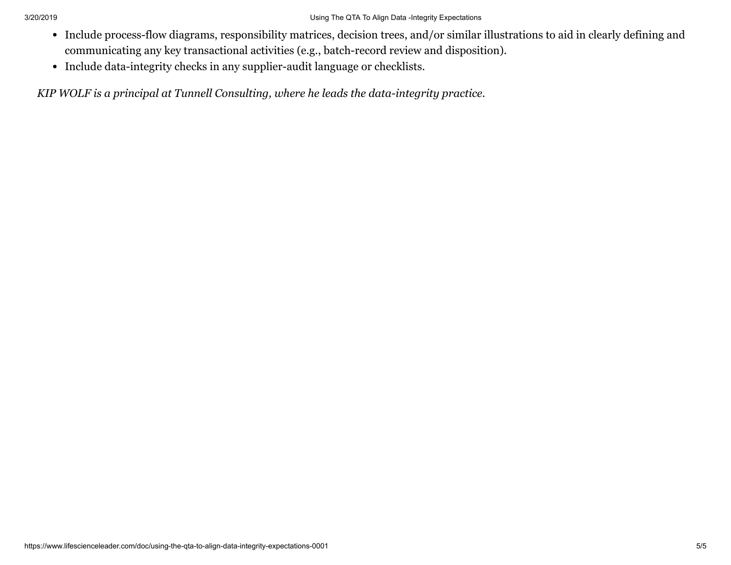- Include process-flow diagrams, responsibility matrices, decision trees, and/or similar illustrations to aid in clearly defining and communicating any key transactional activities (e.g., batch-record review and disposition).
- Include data-integrity checks in any supplier-audit language or checklists.

*KIP WOLF is a principal at Tunnell Consulting, where he leads the data-integrity practice.*